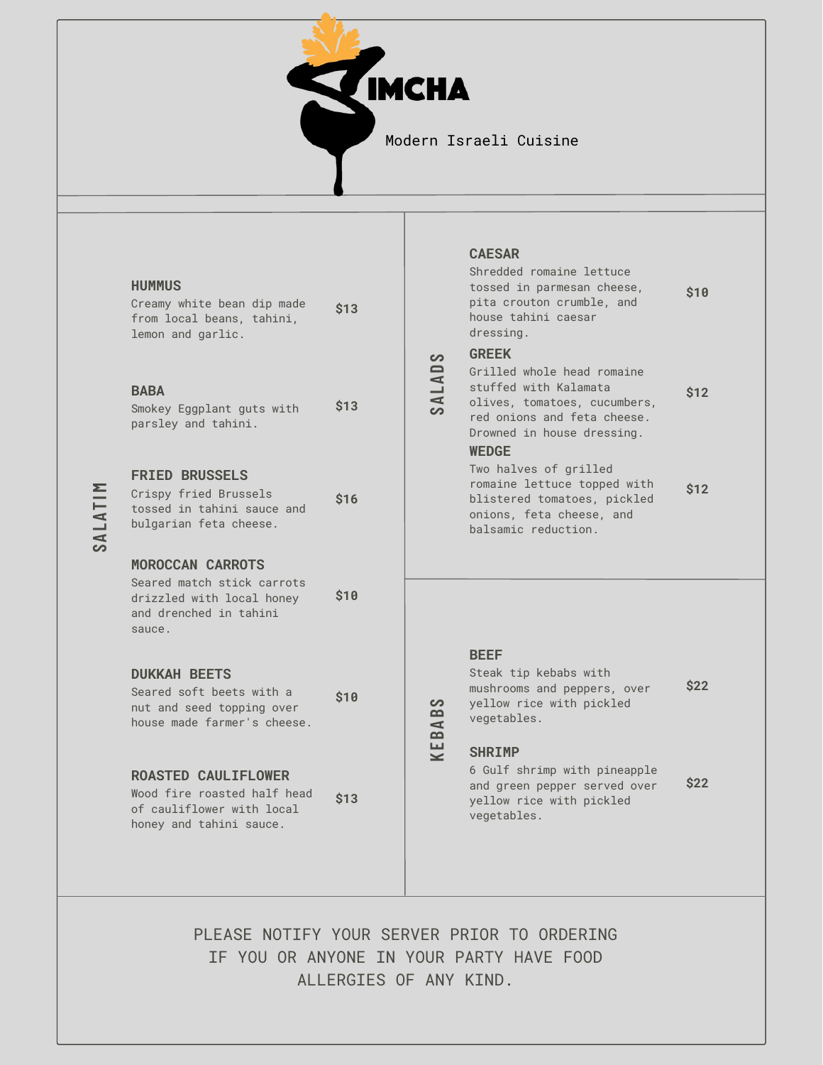# SIMCHA

Modern Israeli Cuisine

## SALATIM

**HUMMUS** — $13
Creamy white bean dip made from local beans, tahini, lemon and garlic.

**BABA** — $13
Smokey Eggplant guts with parsley and tahini.

**FRIED BRUSSELS** — $16
Crispy fried Brussels tossed in tahini sauce and bulgarian feta cheese.

**MOROCCAN CARROTS** — $10
Seared match stick carrots drizzled with local honey and drenched in tahini sauce.

**DUKKAH BEETS** — $10
Seared soft beets with a nut and seed topping over house made farmer's cheese.

**ROASTED CAULIFLOWER** — $13
Wood fire roasted half head of cauliflower with local honey and tahini sauce.

## SALADS

**CAESAR** — $10
Shredded romaine lettuce tossed in parmesan cheese, pita crouton crumble, and house tahini caesar dressing.

**GREEK** — $12
Grilled whole head romaine stuffed with Kalamata olives, tomatoes, cucumbers, red onions and feta cheese. Drowned in house dressing.

**WEDGE** — $12
Two halves of grilled romaine lettuce topped with blistered tomatoes, pickled onions, feta cheese, and balsamic reduction.

## KEBABS

**BEEF** — $22
Steak tip kebabs with mushrooms and peppers, over yellow rice with pickled vegetables.

**SHRIMP** — $22
6 Gulf shrimp with pineapple and green pepper served over yellow rice with pickled vegetables.

PLEASE NOTIFY YOUR SERVER PRIOR TO ORDERING IF YOU OR ANYONE IN YOUR PARTY HAVE FOOD ALLERGIES OF ANY KIND.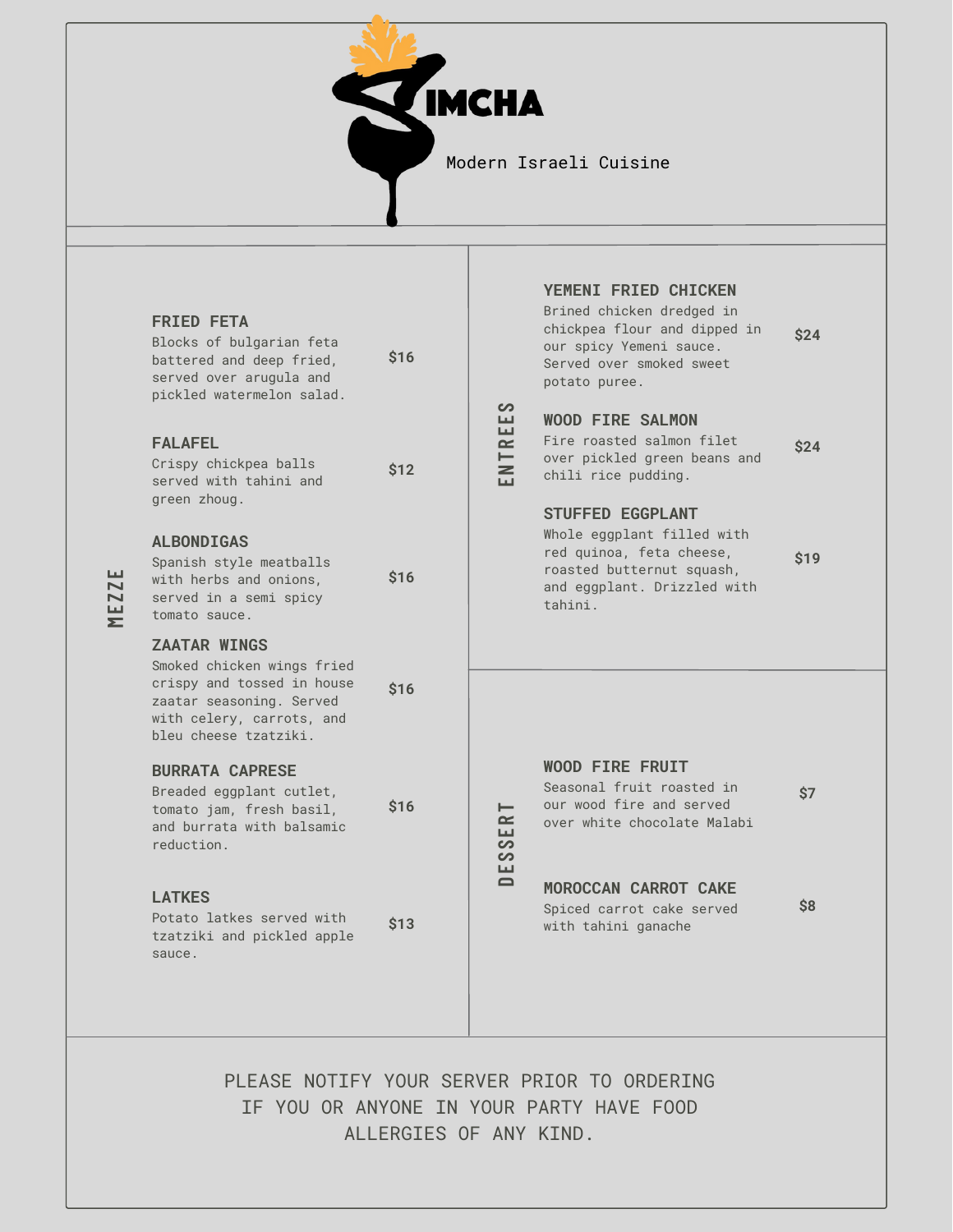# SIMCHA

Modern Israeli Cuisine

## MEZZE

### FRIED FETA — $16

Blocks of bulgarian feta battered and deep fried, served over arugula and pickled watermelon salad.

### FALAFEL — $12

Crispy chickpea balls served with tahini and green zhoug.

### ALBONDIGAS — $16

Spanish style meatballs with herbs and onions, served in a semi spicy tomato sauce.

### ZAATAR WINGS — $16

Smoked chicken wings fried crispy and tossed in house zaatar seasoning. Served with celery, carrots, and bleu cheese tzatziki.

### BURRATA CAPRESE — $16

Breaded eggplant cutlet, tomato jam, fresh basil, and burrata with balsamic reduction.

### LATKES — $13

Potato latkes served with tzatziki and pickled apple sauce.

## ENTREES

### YEMENI FRIED CHICKEN — $24

Brined chicken dredged in chickpea flour and dipped in our spicy Yemeni sauce. Served over smoked sweet potato puree.

### WOOD FIRE SALMON — $24

Fire roasted salmon filet over pickled green beans and chili rice pudding.

### STUFFED EGGPLANT — $19

Whole eggplant filled with red quinoa, feta cheese, roasted butternut squash, and eggplant. Drizzled with tahini.

## DESSERT

### WOOD FIRE FRUIT — $7

Seasonal fruit roasted in our wood fire and served over white chocolate Malabi

### MOROCCAN CARROT CAKE — $8

Spiced carrot cake served with tahini ganache

PLEASE NOTIFY YOUR SERVER PRIOR TO ORDERING IF YOU OR ANYONE IN YOUR PARTY HAVE FOOD ALLERGIES OF ANY KIND.